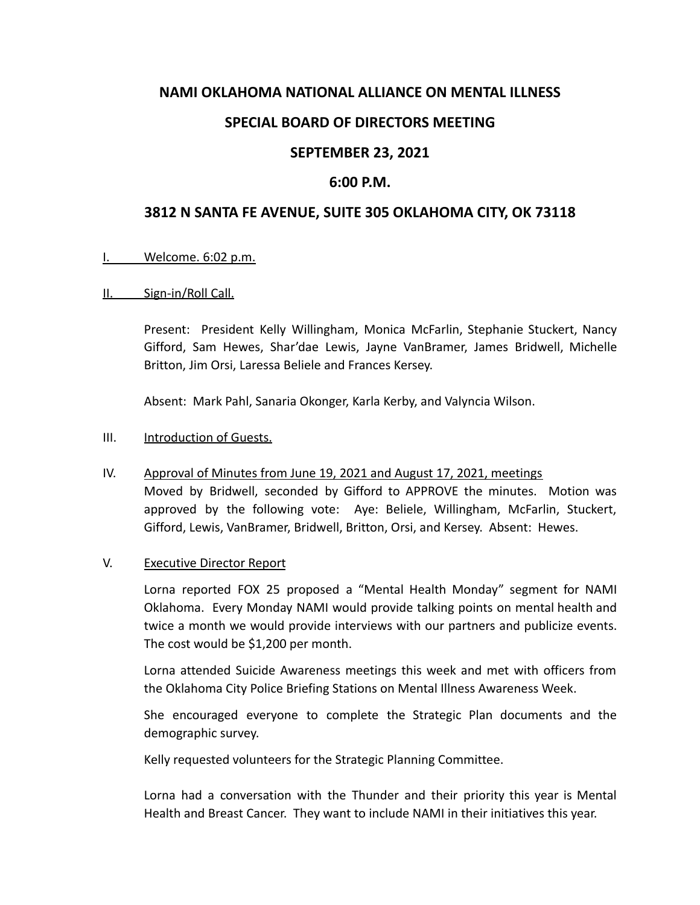# NAMI OKLAHOMA NATIONAL ALLIANCE ON MENTAL ILLNESS

## SPECIAL BOARD OF DIRECTORS MEETING

## SEPTEMBER 23, 2021

## 6:00 P.M.

## 3812 N SANTA FE AVENUE, SUITE 305 OKLAHOMA CITY, OK 73118

I. Welcome. 6:02 p.m.

II. Sign-in/Roll Call.

Present: President Kelly Willingham, Monica McFarlin, Stephanie Stuckert, Nancy Gifford, Sam Hewes, Shar'dae Lewis, Jayne VanBramer, James Bridwell, Michelle Britton, Jim Orsi, Laressa Beliele and Frances Kersey.

Absent: Mark Pahl, Sanaria Okonger, Karla Kerby, and Valyncia Wilson.

III. Introduction of Guests.

IV. Approval of Minutes from June 19, 2021 and August 17, 2021, meetings

Moved by Bridwell, seconded by Gifford to APPROVE the minutes. Motion was approved by the following vote: Aye: Beliele, Willingham, McFarlin, Stuckert, Gifford, Lewis, VanBramer, Bridwell, Britton, Orsi, and Kersey. Absent: Hewes.

V. Executive Director Report

Lorna reported FOX 25 proposed a "Mental Health Monday" segment for NAMI Oklahoma. Every Monday NAMI would provide talking points on mental health and twice a month we would provide interviews with our partners and publicize events. The cost would be $1,200 per month.

Lorna attended Suicide Awareness meetings this week and met with officers from the Oklahoma City Police Briefing Stations on Mental Illness Awareness Week.

She encouraged everyone to complete the Strategic Plan documents and the demographic survey.

Kelly requested volunteers for the Strategic Planning Committee.

Lorna had a conversation with the Thunder and their priority this year is Mental Health and Breast Cancer. They want to include NAMI in their initiatives this year.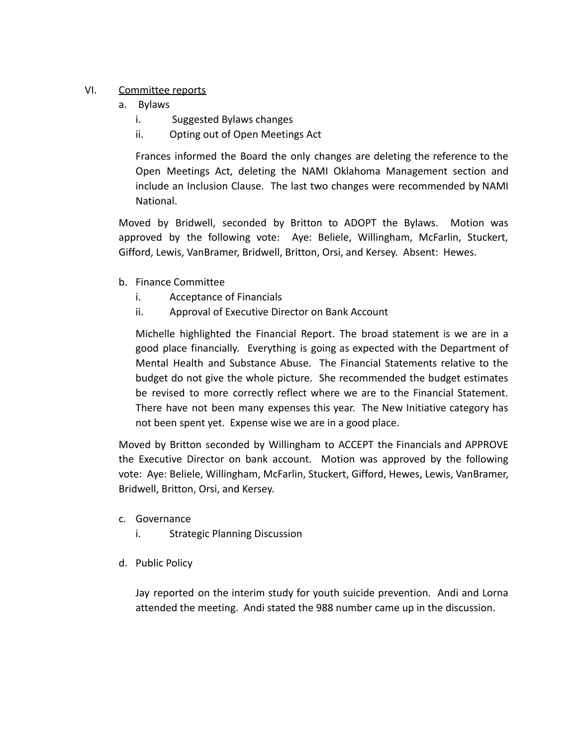VI. Committee reports

a. Bylaws

   i. Suggested Bylaws changes

   ii. Opting out of Open Meetings Act

   Frances informed the Board the only changes are deleting the reference to the Open Meetings Act, deleting the NAMI Oklahoma Management section and include an Inclusion Clause. The last two changes were recommended by NAMI National.

Moved by Bridwell, seconded by Britton to ADOPT the Bylaws. Motion was approved by the following vote: Aye: Beliele, Willingham, McFarlin, Stuckert, Gifford, Lewis, VanBramer, Bridwell, Britton, Orsi, and Kersey. Absent: Hewes.

b. Finance Committee

   i. Acceptance of Financials

   ii. Approval of Executive Director on Bank Account

   Michelle highlighted the Financial Report. The broad statement is we are in a good place financially. Everything is going as expected with the Department of Mental Health and Substance Abuse. The Financial Statements relative to the budget do not give the whole picture. She recommended the budget estimates be revised to more correctly reflect where we are to the Financial Statement. There have not been many expenses this year. The New Initiative category has not been spent yet. Expense wise we are in a good place.

Moved by Britton seconded by Willingham to ACCEPT the Financials and APPROVE the Executive Director on bank account. Motion was approved by the following vote: Aye: Beliele, Willingham, McFarlin, Stuckert, Gifford, Hewes, Lewis, VanBramer, Bridwell, Britton, Orsi, and Kersey.

c. Governance

   i. Strategic Planning Discussion

d. Public Policy

   Jay reported on the interim study for youth suicide prevention. Andi and Lorna attended the meeting. Andi stated the 988 number came up in the discussion.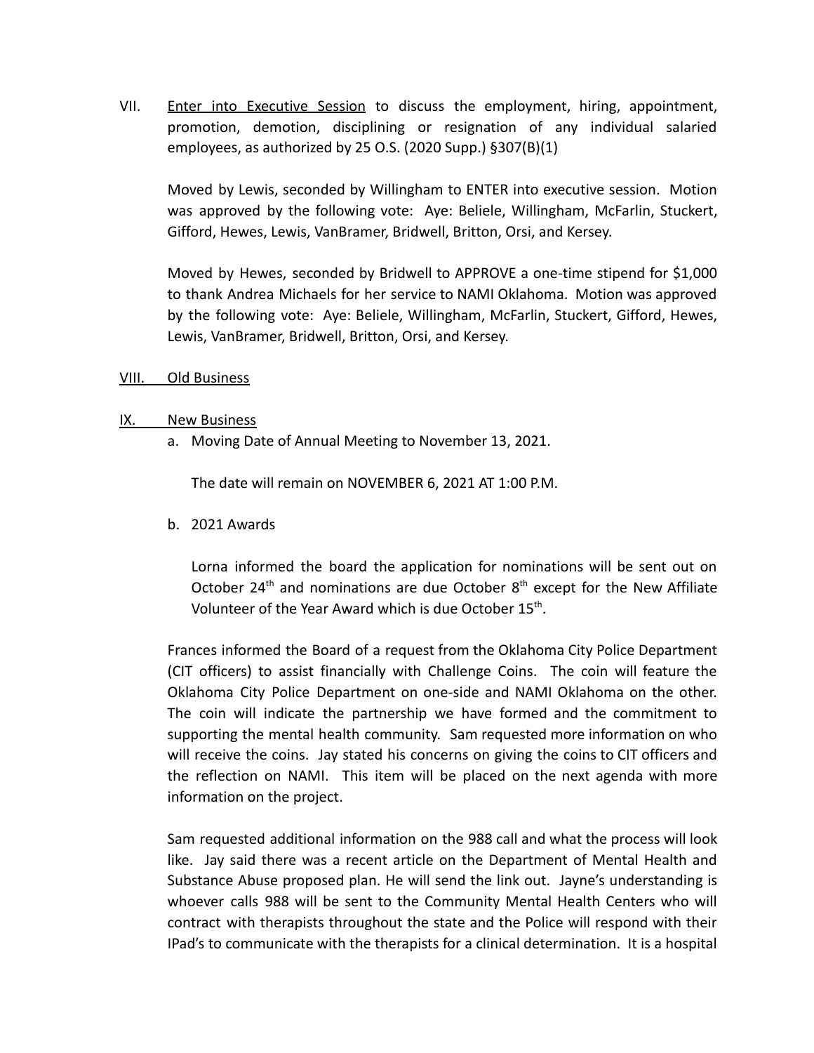VII. Enter into Executive Session to discuss the employment, hiring, appointment, promotion, demotion, disciplining or resignation of any individual salaried employees, as authorized by 25 O.S. (2020 Supp.) §307(B)(1)

Moved by Lewis, seconded by Willingham to ENTER into executive session. Motion was approved by the following vote: Aye: Beliele, Willingham, McFarlin, Stuckert, Gifford, Hewes, Lewis, VanBramer, Bridwell, Britton, Orsi, and Kersey.

Moved by Hewes, seconded by Bridwell to APPROVE a one-time stipend for $1,000 to thank Andrea Michaels for her service to NAMI Oklahoma. Motion was approved by the following vote: Aye: Beliele, Willingham, McFarlin, Stuckert, Gifford, Hewes, Lewis, VanBramer, Bridwell, Britton, Orsi, and Kersey.

VIII. Old Business

IX. New Business

a. Moving Date of Annual Meeting to November 13, 2021.

The date will remain on NOVEMBER 6, 2021 AT 1:00 P.M.

b. 2021 Awards

Lorna informed the board the application for nominations will be sent out on October 24th and nominations are due October 8th except for the New Affiliate Volunteer of the Year Award which is due October 15th.

Frances informed the Board of a request from the Oklahoma City Police Department (CIT officers) to assist financially with Challenge Coins. The coin will feature the Oklahoma City Police Department on one-side and NAMI Oklahoma on the other. The coin will indicate the partnership we have formed and the commitment to supporting the mental health community. Sam requested more information on who will receive the coins. Jay stated his concerns on giving the coins to CIT officers and the reflection on NAMI. This item will be placed on the next agenda with more information on the project.

Sam requested additional information on the 988 call and what the process will look like. Jay said there was a recent article on the Department of Mental Health and Substance Abuse proposed plan. He will send the link out. Jayne's understanding is whoever calls 988 will be sent to the Community Mental Health Centers who will contract with therapists throughout the state and the Police will respond with their IPad's to communicate with the therapists for a clinical determination. It is a hospital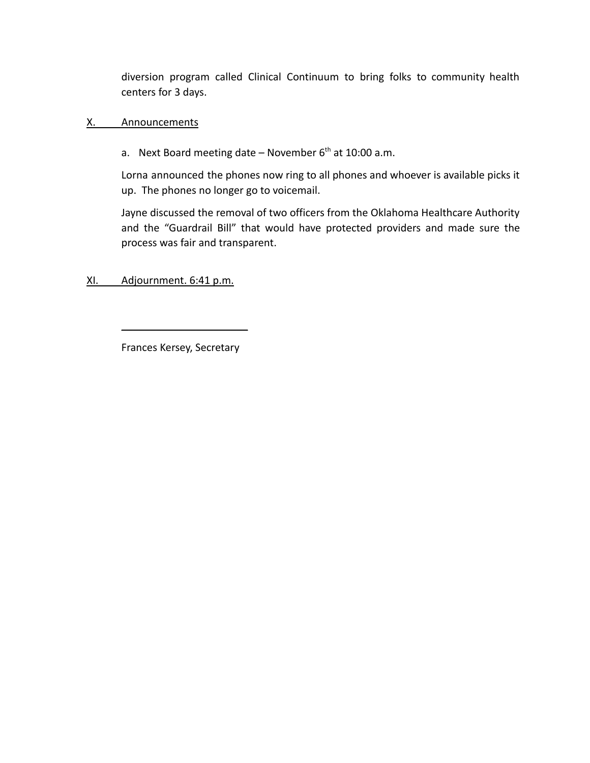diversion program called Clinical Continuum to bring folks to community health centers for 3 days.

## X. Announcements

a. Next Board meeting date – November 6th at 10:00 a.m.

Lorna announced the phones now ring to all phones and whoever is available picks it up. The phones no longer go to voicemail.

Jayne discussed the removal of two officers from the Oklahoma Healthcare Authority and the "Guardrail Bill" that would have protected providers and made sure the process was fair and transparent.

## XI. Adjournment. 6:41 p.m.

\_\_\_\_\_\_\_\_\_\_\_\_\_\_\_\_\_\_\_\_\_\_\_\_

Frances Kersey, Secretary